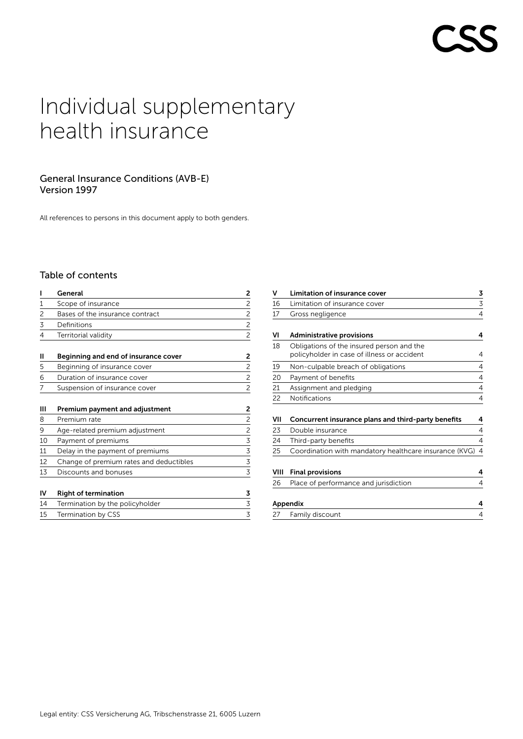CSS

# Individual supplementary health insurance

## General Insurance Conditions (AVB-E) Version 1997

All references to persons in this document apply to both genders.

## Table of contents

| | | |
|---|---|---|
| **I** | **General** | **2** |
| 1 | Scope of insurance | 2 |
| 2 | Bases of the insurance contract | 2 |
| 3 | Definitions | 2 |
| 4 | Territorial validity | 2 |
| **II** | **Beginning and end of insurance cover** | **2** |
| 5 | Beginning of insurance cover | 2 |
| 6 | Duration of insurance cover | 2 |
| 7 | Suspension of insurance cover | 2 |
| **III** | **Premium payment and adjustment** | **2** |
| 8 | Premium rate | 2 |
| 9 | Age-related premium adjustment | 2 |
| 10 | Payment of premiums | 3 |
| 11 | Delay in the payment of premiums | 3 |
| 12 | Change of premium rates and deductibles | 3 |
| 13 | Discounts and bonuses | 3 |
| **IV** | **Right of termination** | **3** |
| 14 | Termination by the policyholder | 3 |
| 15 | Termination by CSS | 3 |
| **V** | **Limitation of insurance cover** | **3** |
| 16 | Limitation of insurance cover | 3 |
| 17 | Gross negligence | 4 |
| **VI** | **Administrative provisions** | **4** |
| 18 | Obligations of the insured person and the policyholder in case of illness or accident | 4 |
| 19 | Non-culpable breach of obligations | 4 |
| 20 | Payment of benefits | 4 |
| 21 | Assignment and pledging | 4 |
| 22 | Notifications | 4 |
| **VII** | **Concurrent insurance plans and third-party benefits** | **4** |
| 23 | Double insurance | 4 |
| 24 | Third-party benefits | 4 |
| 25 | Coordination with mandatory healthcare insurance (KVG) | 4 |
| **VIII** | **Final provisions** | **4** |
| 26 | Place of performance and jurisdiction | 4 |
| **Appendix** | | **4** |
| 27 | Family discount | 4 |

Legal entity: CSS Versicherung AG, Tribschenstrasse 21, 6005 Luzern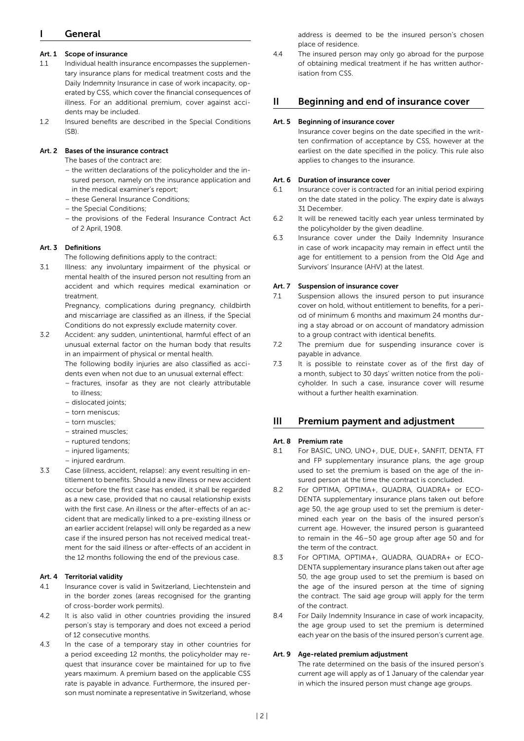## I General

### Art. 1 Scope of insurance

1.1 Individual health insurance encompasses the supplementary insurance plans for medical treatment costs and the Daily Indemnity Insurance in case of work incapacity, operated by CSS, which cover the financial consequences of illness. For an additional premium, cover against accidents may be included.

1.2 Insured benefits are described in the Special Conditions (SB).

### Art. 2 Bases of the insurance contract

The bases of the contract are:

- the written declarations of the policyholder and the insured person, namely on the insurance application and in the medical examiner's report;
- these General Insurance Conditions;
- the Special Conditions;
- the provisions of the Federal Insurance Contract Act of 2 April, 1908.

### Art. 3 Definitions

The following definitions apply to the contract:

3.1 Illness: any involuntary impairment of the physical or mental health of the insured person not resulting from an accident and which requires medical examination or treatment.

Pregnancy, complications during pregnancy, childbirth and miscarriage are classified as an illness, if the Special Conditions do not expressly exclude maternity cover.

3.2 Accident: any sudden, unintentional, harmful effect of an unusual external factor on the human body that results in an impairment of physical or mental health.

The following bodily injuries are also classified as accidents even when not due to an unusual external effect:

- fractures, insofar as they are not clearly attributable to illness;
- dislocated joints;
- torn meniscus;
- torn muscles;
- strained muscles;
- ruptured tendons;
- injured ligaments;
- injured eardrum.

3.3 Case (illness, accident, relapse): any event resulting in entitlement to benefits. Should a new illness or new accident occur before the first case has ended, it shall be regarded as a new case, provided that no causal relationship exists with the first case. An illness or the after-effects of an accident that are medically linked to a pre-existing illness or an earlier accident (relapse) will only be regarded as a new case if the insured person has not received medical treatment for the said illness or after-effects of an accident in the 12 months following the end of the previous case.

### Art. 4 Territorial validity

4.1 Insurance cover is valid in Switzerland, Liechtenstein and in the border zones (areas recognised for the granting of cross-border work permits).

4.2 It is also valid in other countries providing the insured person's stay is temporary and does not exceed a period of 12 consecutive months.

4.3 In the case of a temporary stay in other countries for a period exceeding 12 months, the policyholder may request that insurance cover be maintained for up to five years maximum. A premium based on the applicable CSS rate is payable in advance. Furthermore, the insured person must nominate a representative in Switzerland, whose address is deemed to be the insured person's chosen place of residence.

4.4 The insured person may only go abroad for the purpose of obtaining medical treatment if he has written authorisation from CSS.

## II Beginning and end of insurance cover

### Art. 5 Beginning of insurance cover

Insurance cover begins on the date specified in the written confirmation of acceptance by CSS, however at the earliest on the date specified in the policy. This rule also applies to changes to the insurance.

### Art. 6 Duration of insurance cover

6.1 Insurance cover is contracted for an initial period expiring on the date stated in the policy. The expiry date is always 31 December.

6.2 It will be renewed tacitly each year unless terminated by the policyholder by the given deadline.

6.3 Insurance cover under the Daily Indemnity Insurance in case of work incapacity may remain in effect until the age for entitlement to a pension from the Old Age and Survivors' Insurance (AHV) at the latest.

### Art. 7 Suspension of insurance cover

7.1 Suspension allows the insured person to put insurance cover on hold, without entitlement to benefits, for a period of minimum 6 months and maximum 24 months during a stay abroad or on account of mandatory admission to a group contract with identical benefits.

7.2 The premium due for suspending insurance cover is payable in advance.

7.3 It is possible to reinstate cover as of the first day of a month, subject to 30 days' written notice from the policyholder. In such a case, insurance cover will resume without a further health examination.

## III Premium payment and adjustment

### Art. 8 Premium rate

8.1 For BASIC, UNO, UNO+, DUE, DUE+, SANFIT, DENTA, FT and FP supplementary insurance plans, the age group used to set the premium is based on the age of the insured person at the time the contract is concluded.

8.2 For OPTIMA, OPTIMA+, QUADRA, QUADRA+ or ECO-DENTA supplementary insurance plans taken out before age 50, the age group used to set the premium is determined each year on the basis of the insured person's current age. However, the insured person is guaranteed to remain in the 46–50 age group after age 50 and for the term of the contract.

8.3 For OPTIMA, OPTIMA+, QUADRA, QUADRA+ or ECO-DENTA supplementary insurance plans taken out after age 50, the age group used to set the premium is based on the age of the insured person at the time of signing the contract. The said age group will apply for the term of the contract.

8.4 For Daily Indemnity Insurance in case of work incapacity, the age group used to set the premium is determined each year on the basis of the insured person's current age.

### Art. 9 Age-related premium adjustment

The rate determined on the basis of the insured person's current age will apply as of 1 January of the calendar year in which the insured person must change age groups.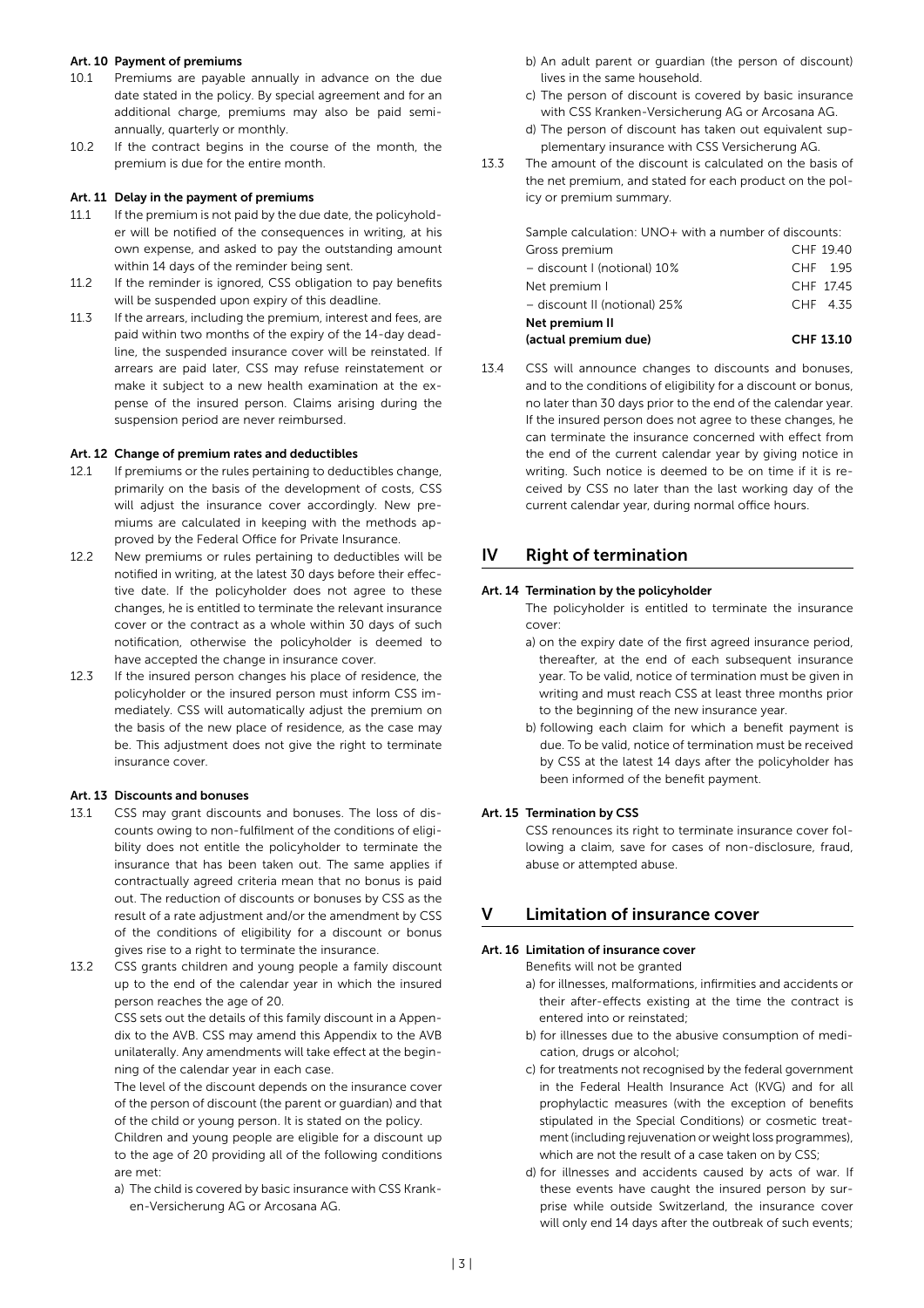#### Art. 10 Payment of premiums

10.1 Premiums are payable annually in advance on the due date stated in the policy. By special agreement and for an additional charge, premiums may also be paid semi-annually, quarterly or monthly.

10.2 If the contract begins in the course of the month, the premium is due for the entire month.

#### Art. 11 Delay in the payment of premiums

11.1 If the premium is not paid by the due date, the policyholder will be notified of the consequences in writing, at his own expense, and asked to pay the outstanding amount within 14 days of the reminder being sent.

11.2 If the reminder is ignored, CSS obligation to pay benefits will be suspended upon expiry of this deadline.

11.3 If the arrears, including the premium, interest and fees, are paid within two months of the expiry of the 14-day deadline, the suspended insurance cover will be reinstated. If arrears are paid later, CSS may refuse reinstatement or make it subject to a new health examination at the expense of the insured person. Claims arising during the suspension period are never reimbursed.

#### Art. 12 Change of premium rates and deductibles

12.1 If premiums or the rules pertaining to deductibles change, primarily on the basis of the development of costs, CSS will adjust the insurance cover accordingly. New premiums are calculated in keeping with the methods approved by the Federal Office for Private Insurance.

12.2 New premiums or rules pertaining to deductibles will be notified in writing, at the latest 30 days before their effective date. If the policyholder does not agree to these changes, he is entitled to terminate the relevant insurance cover or the contract as a whole within 30 days of such notification, otherwise the policyholder is deemed to have accepted the change in insurance cover.

12.3 If the insured person changes his place of residence, the policyholder or the insured person must inform CSS immediately. CSS will automatically adjust the premium on the basis of the new place of residence, as the case may be. This adjustment does not give the right to terminate insurance cover.

#### Art. 13 Discounts and bonuses

13.1 CSS may grant discounts and bonuses. The loss of discounts owing to non-fulfilment of the conditions of eligibility does not entitle the policyholder to terminate the insurance that has been taken out. The same applies if contractually agreed criteria mean that no bonus is paid out. The reduction of discounts or bonuses by CSS as the result of a rate adjustment and/or the amendment by CSS of the conditions of eligibility for a discount or bonus gives rise to a right to terminate the insurance.

13.2 CSS grants children and young people a family discount up to the end of the calendar year in which the insured person reaches the age of 20.

CSS sets out the details of this family discount in a Appendix to the AVB. CSS may amend this Appendix to the AVB unilaterally. Any amendments will take effect at the beginning of the calendar year in each case.

The level of the discount depends on the insurance cover of the person of discount (the parent or guardian) and that of the child or young person. It is stated on the policy.

Children and young people are eligible for a discount up to the age of 20 providing all of the following conditions are met:

a) The child is covered by basic insurance with CSS Kranken-Versicherung AG or Arcosana AG.

b) An adult parent or guardian (the person of discount) lives in the same household.

c) The person of discount is covered by basic insurance with CSS Kranken-Versicherung AG or Arcosana AG.

d) The person of discount has taken out equivalent supplementary insurance with CSS Versicherung AG.

13.3 The amount of the discount is calculated on the basis of the net premium, and stated for each product on the policy or premium summary.

Sample calculation: UNO+ with a number of discounts:

| | |
|---|---|
| Gross premium | CHF 19.40 |
| – discount I (notional) 10% | CHF 1.95 |
| Net premium I | CHF 17.45 |
| – discount II (notional) 25% | CHF 4.35 |
| **Net premium II (actual premium due)** | **CHF 13.10** |

13.4 CSS will announce changes to discounts and bonuses, and to the conditions of eligibility for a discount or bonus, no later than 30 days prior to the end of the calendar year. If the insured person does not agree to these changes, he can terminate the insurance concerned with effect from the end of the current calendar year by giving notice in writing. Such notice is deemed to be on time if it is received by CSS no later than the last working day of the current calendar year, during normal office hours.

## IV Right of termination

#### Art. 14 Termination by the policyholder

The policyholder is entitled to terminate the insurance cover:

a) on the expiry date of the first agreed insurance period, thereafter, at the end of each subsequent insurance year. To be valid, notice of termination must be given in writing and must reach CSS at least three months prior to the beginning of the new insurance year.

b) following each claim for which a benefit payment is due. To be valid, notice of termination must be received by CSS at the latest 14 days after the policyholder has been informed of the benefit payment.

#### Art. 15 Termination by CSS

CSS renounces its right to terminate insurance cover following a claim, save for cases of non-disclosure, fraud, abuse or attempted abuse.

## V Limitation of insurance cover

#### Art. 16 Limitation of insurance cover

Benefits will not be granted

a) for illnesses, malformations, infirmities and accidents or their after-effects existing at the time the contract is entered into or reinstated;

b) for illnesses due to the abusive consumption of medication, drugs or alcohol;

c) for treatments not recognised by the federal government in the Federal Health Insurance Act (KVG) and for all prophylactic measures (with the exception of benefits stipulated in the Special Conditions) or cosmetic treatment (including rejuvenation or weight loss programmes), which are not the result of a case taken on by CSS;

d) for illnesses and accidents caused by acts of war. If these events have caught the insured person by surprise while outside Switzerland, the insurance cover will only end 14 days after the outbreak of such events;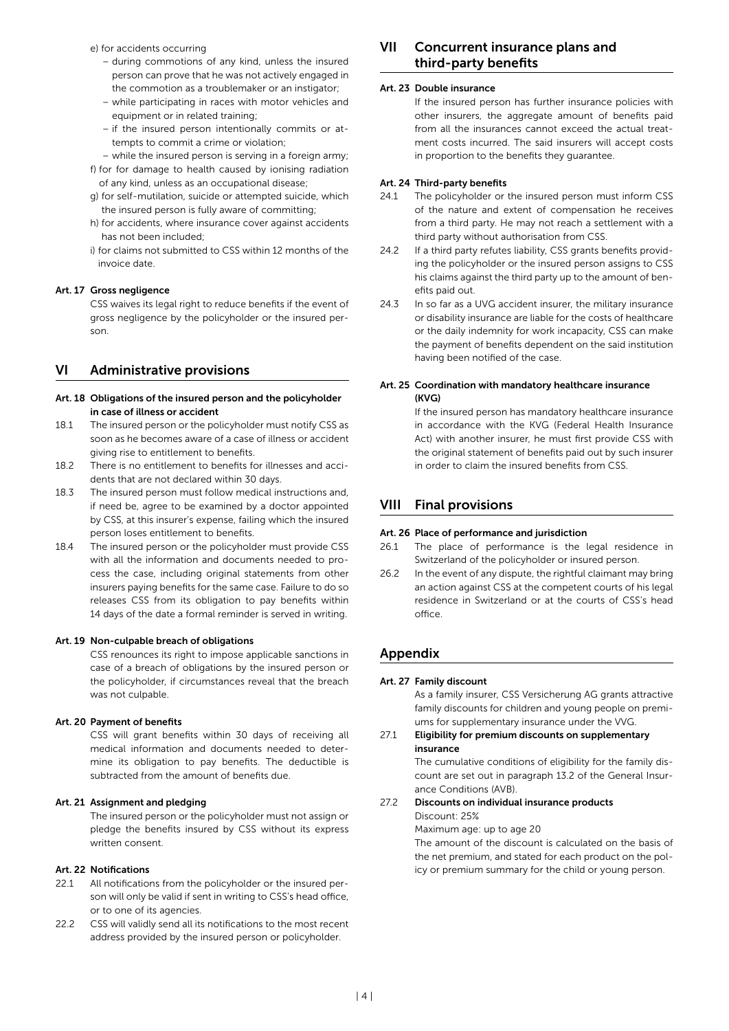e) for accidents occurring
  - during commotions of any kind, unless the insured person can prove that he was not actively engaged in the commotion as a troublemaker or an instigator;
  - while participating in races with motor vehicles and equipment or in related training;
  - if the insured person intentionally commits or attempts to commit a crime or violation;
  - while the insured person is serving in a foreign army;

f) for for damage to health caused by ionising radiation of any kind, unless as an occupational disease;

g) for self-mutilation, suicide or attempted suicide, which the insured person is fully aware of committing;

h) for accidents, where insurance cover against accidents has not been included;

i) for claims not submitted to CSS within 12 months of the invoice date.

**Art. 17 Gross negligence**

CSS waives its legal right to reduce benefits if the event of gross negligence by the policyholder or the insured person.

## VI Administrative provisions

**Art. 18 Obligations of the insured person and the policyholder in case of illness or accident**

18.1 The insured person or the policyholder must notify CSS as soon as he becomes aware of a case of illness or accident giving rise to entitlement to benefits.

18.2 There is no entitlement to benefits for illnesses and accidents that are not declared within 30 days.

18.3 The insured person must follow medical instructions and, if need be, agree to be examined by a doctor appointed by CSS, at this insurer's expense, failing which the insured person loses entitlement to benefits.

18.4 The insured person or the policyholder must provide CSS with all the information and documents needed to process the case, including original statements from other insurers paying benefits for the same case. Failure to do so releases CSS from its obligation to pay benefits within 14 days of the date a formal reminder is served in writing.

**Art. 19 Non-culpable breach of obligations**

CSS renounces its right to impose applicable sanctions in case of a breach of obligations by the insured person or the policyholder, if circumstances reveal that the breach was not culpable.

**Art. 20 Payment of benefits**

CSS will grant benefits within 30 days of receiving all medical information and documents needed to determine its obligation to pay benefits. The deductible is subtracted from the amount of benefits due.

**Art. 21 Assignment and pledging**

The insured person or the policyholder must not assign or pledge the benefits insured by CSS without its express written consent.

**Art. 22 Notifications**

22.1 All notifications from the policyholder or the insured person will only be valid if sent in writing to CSS's head office, or to one of its agencies.

22.2 CSS will validly send all its notifications to the most recent address provided by the insured person or policyholder.

## VII Concurrent insurance plans and third-party benefits

**Art. 23 Double insurance**

If the insured person has further insurance policies with other insurers, the aggregate amount of benefits paid from all the insurances cannot exceed the actual treatment costs incurred. The said insurers will accept costs in proportion to the benefits they guarantee.

**Art. 24 Third-party benefits**

24.1 The policyholder or the insured person must inform CSS of the nature and extent of compensation he receives from a third party. He may not reach a settlement with a third party without authorisation from CSS.

24.2 If a third party refutes liability, CSS grants benefits providing the policyholder or the insured person assigns to CSS his claims against the third party up to the amount of benefits paid out.

24.3 In so far as a UVG accident insurer, the military insurance or disability insurance are liable for the costs of healthcare or the daily indemnity for work incapacity, CSS can make the payment of benefits dependent on the said institution having been notified of the case.

**Art. 25 Coordination with mandatory healthcare insurance (KVG)**

If the insured person has mandatory healthcare insurance in accordance with the KVG (Federal Health Insurance Act) with another insurer, he must first provide CSS with the original statement of benefits paid out by such insurer in order to claim the insured benefits from CSS.

## VIII Final provisions

**Art. 26 Place of performance and jurisdiction**

26.1 The place of performance is the legal residence in Switzerland of the policyholder or insured person.

26.2 In the event of any dispute, the rightful claimant may bring an action against CSS at the competent courts of his legal residence in Switzerland or at the courts of CSS's head office.

## Appendix

**Art. 27 Family discount**

As a family insurer, CSS Versicherung AG grants attractive family discounts for children and young people on premiums for supplementary insurance under the VVG.

27.1 **Eligibility for premium discounts on supplementary insurance**

The cumulative conditions of eligibility for the family discount are set out in paragraph 13.2 of the General Insurance Conditions (AVB).

27.2 **Discounts on individual insurance products**

Discount: 25%

Maximum age: up to age 20

The amount of the discount is calculated on the basis of the net premium, and stated for each product on the policy or premium summary for the child or young person.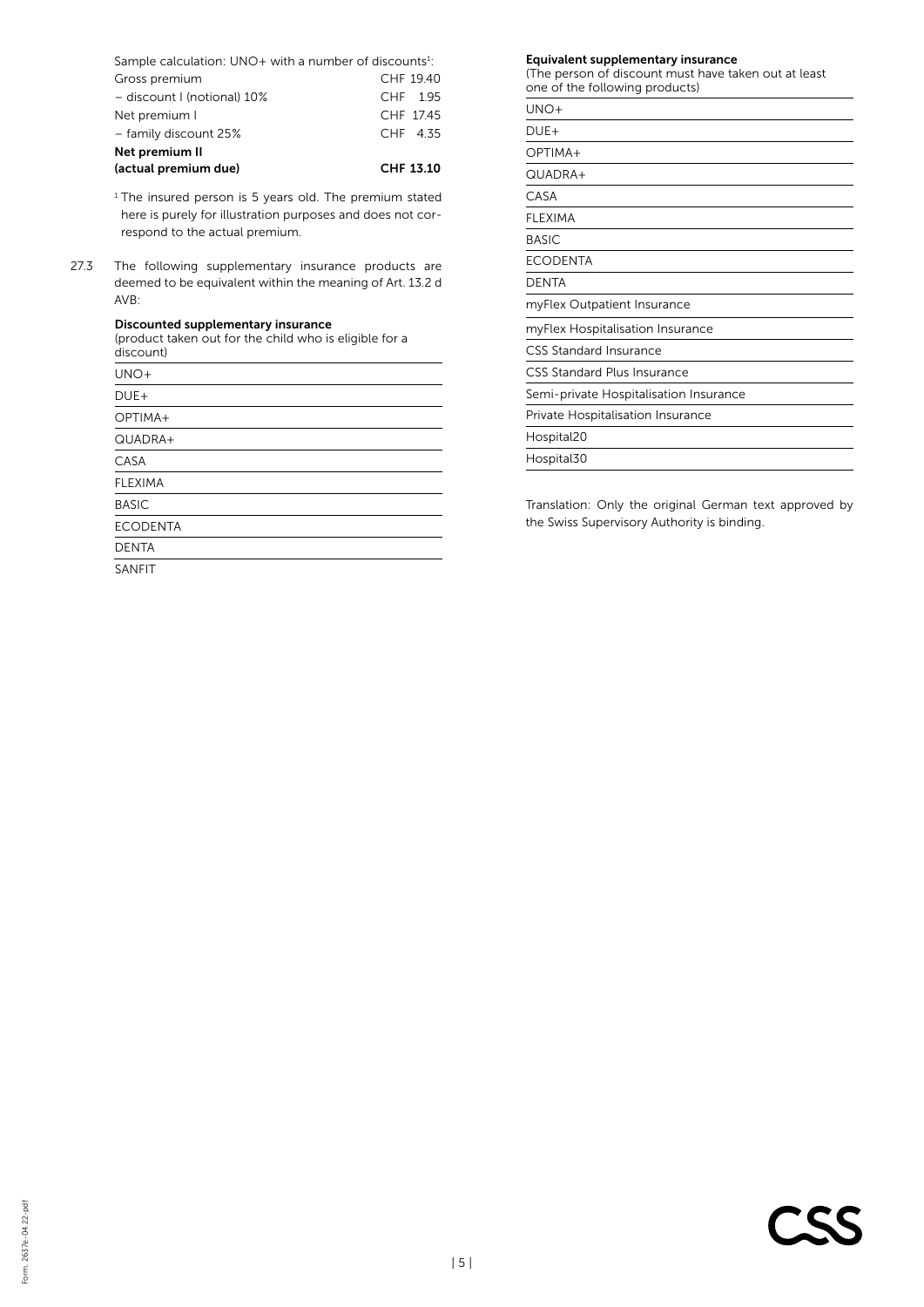Sample calculation: UNO+ with a number of discounts[1]:

| | |
|---|---|
| Gross premium | CHF 19.40 |
| – discount I (notional) 10% | CHF 1.95 |
| Net premium I | CHF 17.45 |
| – family discount 25% | CHF 4.35 |
| **Net premium II (actual premium due)** | **CHF 13.10** |

[1] The insured person is 5 years old. The premium stated here is purely for illustration purposes and does not correspond to the actual premium.

27.3 The following supplementary insurance products are deemed to be equivalent within the meaning of Art. 13.2 d AVB:

| **Discounted supplementary insurance** (product taken out for the child who is eligible for a discount) |
|---|
| UNO+ |
| DUE+ |
| OPTIMA+ |
| QUADRA+ |
| CASA |
| FLEXIMA |
| BASIC |
| ECODENTA |
| DENTA |
| SANFIT |

| **Equivalent supplementary insurance** (The person of discount must have taken out at least one of the following products) |
|---|
| UNO+ |
| DUE+ |
| OPTIMA+ |
| QUADRA+ |
| CASA |
| FLEXIMA |
| BASIC |
| ECODENTA |
| DENTA |
| myFlex Outpatient Insurance |
| myFlex Hospitalisation Insurance |
| CSS Standard Insurance |
| CSS Standard Plus Insurance |
| Semi-private Hospitalisation Insurance |
| Private Hospitalisation Insurance |
| Hospital20 |
| Hospital30 |

Translation: Only the original German text approved by the Swiss Supervisory Authority is binding.